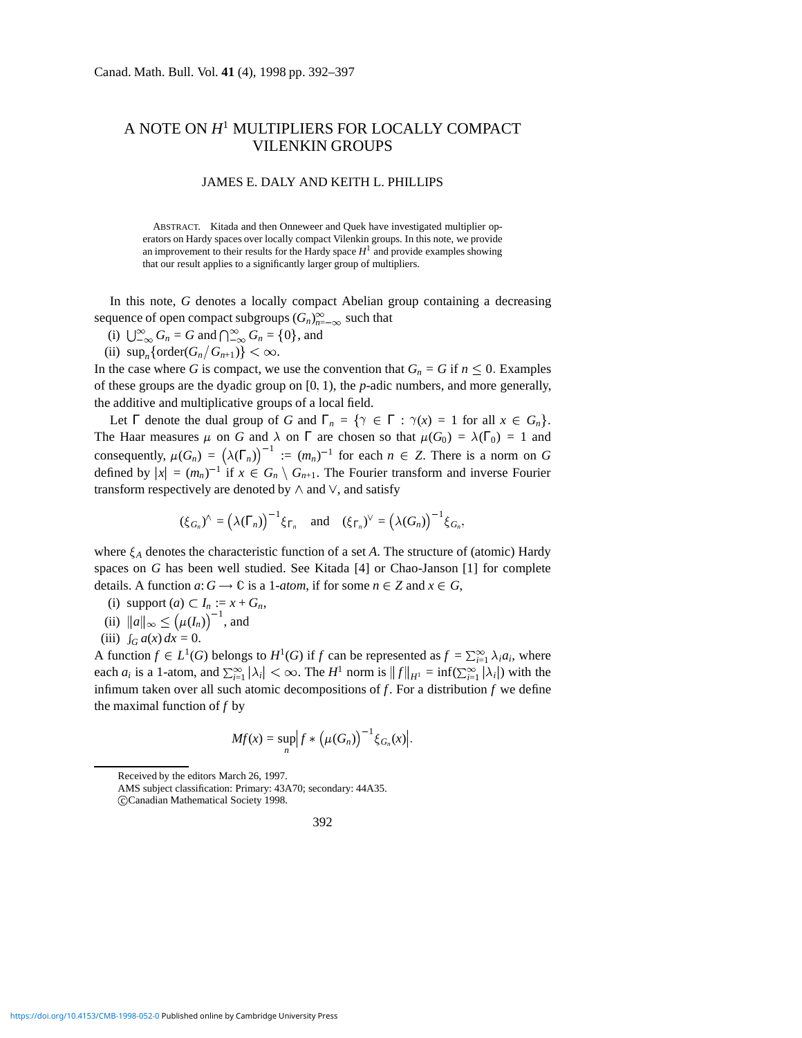# A NOTE ON $H^1$ MULTIPLIERS FOR LOCALLY COMPACT VILENKIN GROUPS

JAMES E. DALY AND KEITH L. PHILLIPS

ABSTRACT. Kitada and then Onneweer and Quek have investigated multiplier operators on Hardy spaces over locally compact Vilenkin groups. In this note, we provide an improvement to their results for the Hardy space $H^1$ and provide examples showing that our result applies to a significantly larger group of multipliers.

In this note, $G$ denotes a locally compact Abelian group containing a decreasing sequence of open compact subgroups $(G_n)_{n=-\infty}^{\infty}$ such that

(i) $\bigcup_{-\infty}^{\infty} G_n = G$ and $\bigcap_{-\infty}^{\infty} G_n = \{0\}$, and

(ii) $\sup_n\{\mathrm{order}(G_n/G_{n+1})\} < \infty$.

In the case where $G$ is compact, we use the convention that $G_n = G$ if $n \leq 0$. Examples of these groups are the dyadic group on $[0, 1)$, the $p$-adic numbers, and more generally, the additive and multiplicative groups of a local field.

Let $\Gamma$ denote the dual group of $G$ and $\Gamma_n = \{\gamma \in \Gamma : \gamma(x) = 1 \text{ for all } x \in G_n\}$. The Haar measures $\mu$ on $G$ and $\lambda$ on $\Gamma$ are chosen so that $\mu(G_0) = \lambda(\Gamma_0) = 1$ and consequently, $\mu(G_n) = \big(\lambda(\Gamma_n)\big)^{-1} := (m_n)^{-1}$ for each $n \in Z$. There is a norm on $G$ defined by $|x| = (m_n)^{-1}$ if $x \in G_n \setminus G_{n+1}$. The Fourier transform and inverse Fourier transform respectively are denoted by $\wedge$ and $\vee$, and satisfy

$$(\xi_{G_n})^{\wedge} = \big(\lambda(\Gamma_n)\big)^{-1}\xi_{\Gamma_n} \quad \text{and} \quad (\xi_{\Gamma_n})^{\vee} = \big(\lambda(G_n)\big)^{-1}\xi_{G_n},$$

where $\xi_A$ denotes the characteristic function of a set $A$. The structure of (atomic) Hardy spaces on $G$ has been well studied. See Kitada [4] or Chao-Janson [1] for complete details. A function $a\colon G \longrightarrow \mathbb{C}$ is a 1-*atom*, if for some $n \in Z$ and $x \in G$,

(i) support $(a) \subset I_n := x + G_n$,

(ii) $\|a\|_\infty \leq \big(\mu(I_n)\big)^{-1}$, and

(iii) $\int_G a(x)\,dx = 0$.

A function $f \in L^1(G)$ belongs to $H^1(G)$ if $f$ can be represented as $f = \sum_{i=1}^{\infty} \lambda_i a_i$, where each $a_i$ is a 1-atom, and $\sum_{i=1}^{\infty} |\lambda_i| < \infty$. The $H^1$ norm is $\|f\|_{H^1} = \inf(\sum_{i=1}^{\infty} |\lambda_i|)$ with the infimum taken over all such atomic decompositions of $f$. For a distribution $f$ we define the maximal function of $f$ by

$$Mf(x) = \sup_n \Big| f * \big(\mu(G_n)\big)^{-1}\xi_{G_n}(x)\Big|.$$

Received by the editors March 26, 1997.

AMS subject classification: Primary: 43A70; secondary: 44A35.

©Canadian Mathematical Society 1998.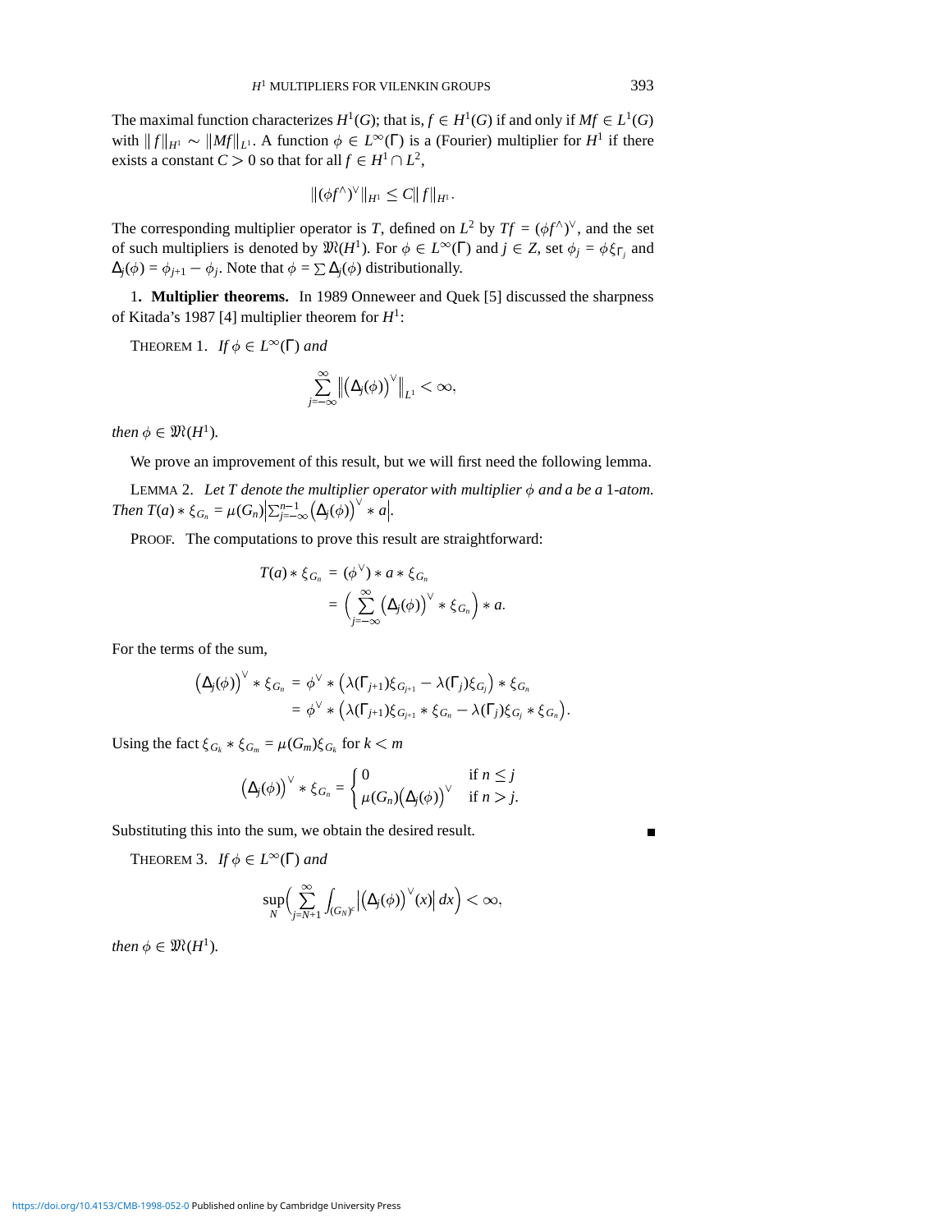The maximal function characterizes $H^1(G)$; that is, $f \in H^1(G)$ if and only if $Mf \in L^1(G)$ with $\|f\|_{H^1} \sim \|Mf\|_{L^1}$. A function $\phi \in L^\infty(\Gamma)$ is a (Fourier) multiplier for $H^1$ if there exists a constant $C > 0$ so that for all $f \in H^1 \cap L^2$,

$$\|(\phi f^\wedge)^\vee\|_{H^1} \leq C\|f\|_{H^1}.$$

The corresponding multiplier operator is $T$, defined on $L^2$ by $Tf = (\phi f^\wedge)^\vee$, and the set of such multipliers is denoted by $\mathfrak{M}(H^1)$. For $\phi \in L^\infty(\Gamma)$ and $j \in Z$, set $\phi_j = \phi\xi_{\Gamma_j}$ and $\Delta_j(\phi) = \phi_{j+1} - \phi_j$. Note that $\phi = \sum \Delta_j(\phi)$ distributionally.

1**. Multiplier theorems.** In 1989 Onneweer and Quek [5] discussed the sharpness of Kitada's 1987 [4] multiplier theorem for $H^1$:

THEOREM 1. *If $\phi \in L^\infty(\Gamma)$ and*

$$\sum_{j=-\infty}^{\infty} \left\| \big(\Delta_j(\phi)\big)^\vee \right\|_{L^1} < \infty,$$

*then $\phi \in \mathfrak{M}(H^1)$.*

We prove an improvement of this result, but we will first need the following lemma.

LEMMA 2. *Let $T$ denote the multiplier operator with multiplier $\phi$ and a be a 1-atom. Then $T(a) * \xi_{G_n} = \mu(G_n)\left|\sum_{j=-\infty}^{n-1} \big(\Delta_j(\phi)\big)^\vee * a\right|$.*

PROOF. The computations to prove this result are straightforward:

$$\begin{aligned} T(a) * \xi_{G_n} &= (\phi^\vee) * a * \xi_{G_n} \\ &= \Big(\sum_{j=-\infty}^{\infty} \big(\Delta_j(\phi)\big)^\vee * \xi_{G_n}\Big) * a. \end{aligned}$$

For the terms of the sum,

$$\begin{aligned} \big(\Delta_j(\phi)\big)^\vee * \xi_{G_n} &= \phi^\vee * \big(\lambda(\Gamma_{j+1})\xi_{G_{j+1}} - \lambda(\Gamma_j)\xi_{G_j}\big) * \xi_{G_n} \\ &= \phi^\vee * \big(\lambda(\Gamma_{j+1})\xi_{G_{j+1}} * \xi_{G_n} - \lambda(\Gamma_j)\xi_{G_j} * \xi_{G_n}\big). \end{aligned}$$

Using the fact $\xi_{G_k} * \xi_{G_m} = \mu(G_m)\xi_{G_k}$ for $k < m$

$$\big(\Delta_j(\phi)\big)^\vee * \xi_{G_n} = \begin{cases} 0 & \text{if } n \leq j \\ \mu(G_n)\big(\Delta_j(\phi)\big)^\vee & \text{if } n > j. \end{cases}$$

Substituting this into the sum, we obtain the desired result. ∎

THEOREM 3. *If $\phi \in L^\infty(\Gamma)$ and*

$$\sup_N \Big( \sum_{j=N+1}^{\infty} \int_{(G_N)^c} \left|\big(\Delta_j(\phi)\big)^\vee(x)\right| dx \Big) < \infty,$$

*then $\phi \in \mathfrak{M}(H^1)$.*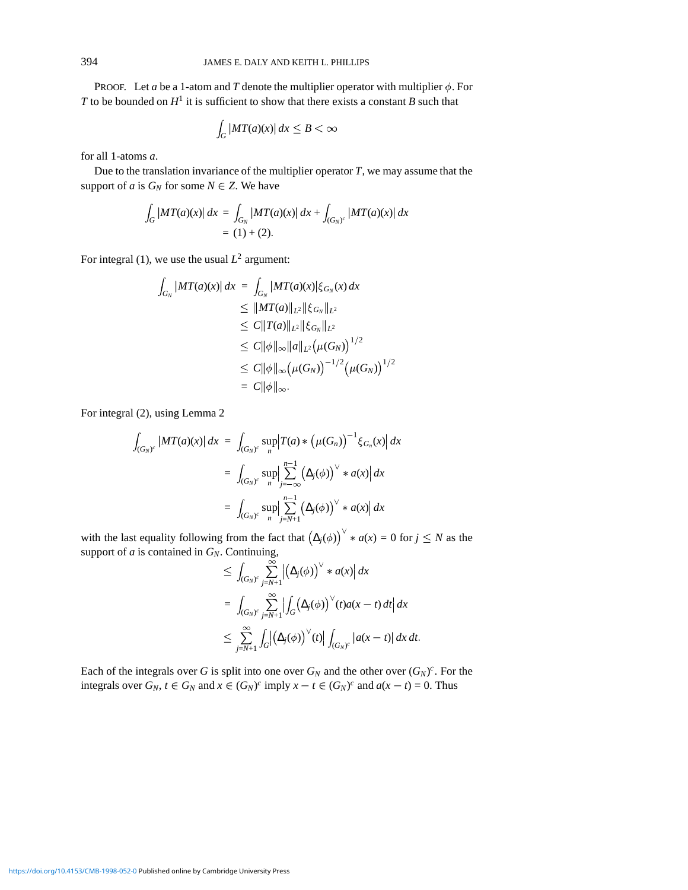PROOF. Let $a$ be a 1-atom and $T$ denote the multiplier operator with multiplier $\phi$. For $T$ to be bounded on $H^1$ it is sufficient to show that there exists a constant $B$ such that

$$\int_G |MT(a)(x)| \, dx \leq B < \infty$$

for all 1-atoms $a$.

Due to the translation invariance of the multiplier operator $T$, we may assume that the support of $a$ is $G_N$ for some $N \in Z$. We have

$$\begin{aligned}
\int_G |MT(a)(x)| \, dx &= \int_{G_N} |MT(a)(x)| \, dx + \int_{(G_N)^c} |MT(a)(x)| \, dx \\
&= (1) + (2).
\end{aligned}$$

For integral (1), we use the usual $L^2$ argument:

$$\begin{aligned}
\int_{G_N} |MT(a)(x)| \, dx &= \int_{G_N} |MT(a)(x)| \xi_{G_N}(x) \, dx \\
&\leq \|MT(a)\|_{L^2} \|\xi_{G_N}\|_{L^2} \\
&\leq C \|T(a)\|_{L^2} \|\xi_{G_N}\|_{L^2} \\
&\leq C \|\phi\|_\infty \|a\|_{L^2} \big(\mu(G_N)\big)^{1/2} \\
&\leq C \|\phi\|_\infty \big(\mu(G_N)\big)^{-1/2} \big(\mu(G_N)\big)^{1/2} \\
&= C \|\phi\|_\infty.
\end{aligned}$$

For integral (2), using Lemma 2

$$\begin{aligned}
\int_{(G_N)^c} |MT(a)(x)| \, dx &= \int_{(G_N)^c} \sup_n \Big| T(a) * \big(\mu(G_n)\big)^{-1} \xi_{G_n}(x) \Big| \, dx \\
&= \int_{(G_N)^c} \sup_n \Big| \sum_{j=-\infty}^{n-1} \big(\Delta_j(\phi)\big)^\vee * a(x) \Big| \, dx \\
&= \int_{(G_N)^c} \sup_n \Big| \sum_{j=N+1}^{n-1} \big(\Delta_j(\phi)\big)^\vee * a(x) \Big| \, dx
\end{aligned}$$

with the last equality following from the fact that $\big(\Delta_j(\phi)\big)^\vee * a(x) = 0$ for $j \leq N$ as the support of $a$ is contained in $G_N$. Continuing,

$$\begin{aligned}
&\leq \int_{(G_N)^c} \sum_{j=N+1}^{\infty} \Big| \big(\Delta_j(\phi)\big)^\vee * a(x) \Big| \, dx \\
&= \int_{(G_N)^c} \sum_{j=N+1}^{\infty} \Big| \int_G \big(\Delta_j(\phi)\big)^\vee(t) a(x-t) \, dt \Big| \, dx \\
&\leq \sum_{j=N+1}^{\infty} \int_G \Big| \big(\Delta_j(\phi)\big)^\vee(t) \Big| \int_{(G_N)^c} |a(x-t)| \, dx \, dt.
\end{aligned}$$

Each of the integrals over $G$ is split into one over $G_N$ and the other over $(G_N)^c$. For the integrals over $G_N$, $t \in G_N$ and $x \in (G_N)^c$ imply $x - t \in (G_N)^c$ and $a(x-t) = 0$. Thus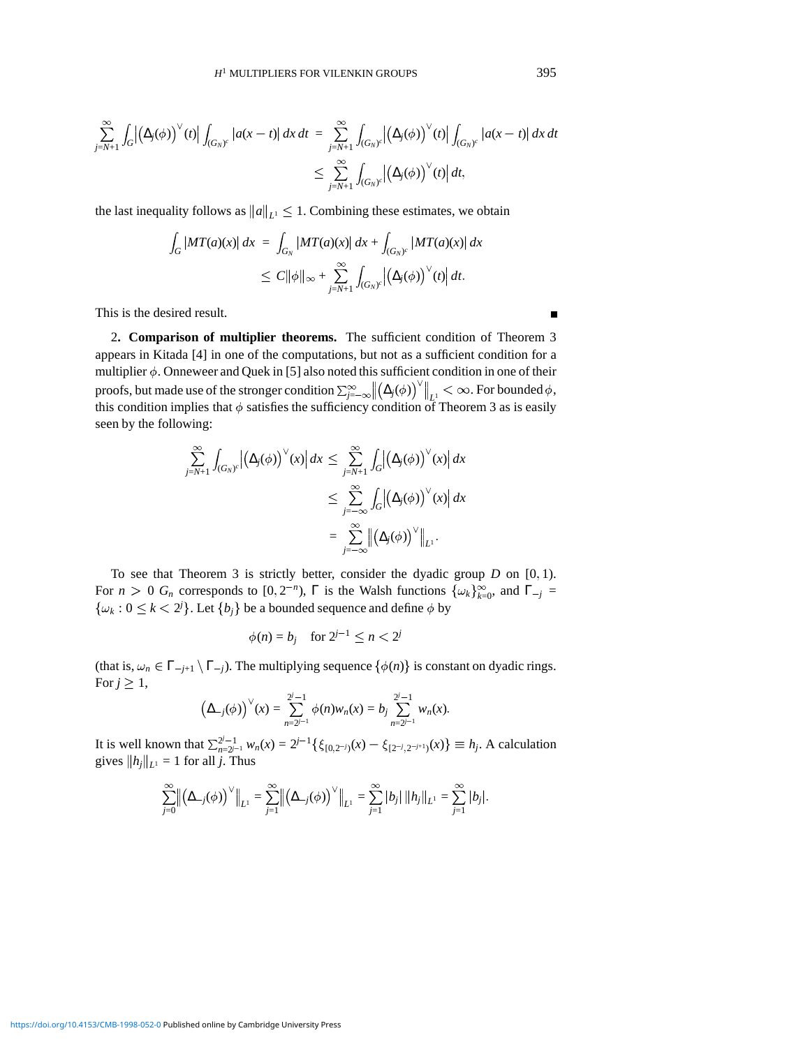$$\sum_{j=N+1}^{\infty} \int_G \left| \left(\Delta_j(\phi)\right)^{\vee}(t) \right| \int_{(G_N)^c} |a(x-t)|\, dx\, dt = \sum_{j=N+1}^{\infty} \int_{(G_N)^c} \left| \left(\Delta_j(\phi)\right)^{\vee}(t) \right| \int_{(G_N)^c} |a(x-t)|\, dx\, dt$$

$$\leq \sum_{j=N+1}^{\infty} \int_{(G_N)^c} \left| \left(\Delta_j(\phi)\right)^{\vee}(t) \right| dt,$$

the last inequality follows as $\|a\|_{L^1} \leq 1$. Combining these estimates, we obtain

$$\int_G |MT(a)(x)|\, dx = \int_{G_N} |MT(a)(x)|\, dx + \int_{(G_N)^c} |MT(a)(x)|\, dx$$

$$\leq C\|\phi\|_\infty + \sum_{j=N+1}^{\infty} \int_{(G_N)^c} \left| \left(\Delta_j(\phi)\right)^{\vee}(t) \right| dt.$$

This is the desired result. ∎

2. **Comparison of multiplier theorems.** The sufficient condition of Theorem 3 appears in Kitada [4] in one of the computations, but not as a sufficient condition for a multiplier $\phi$. Onneweer and Quek in [5] also noted this sufficient condition in one of their proofs, but made use of the stronger condition $\sum_{j=-\infty}^{\infty} \left\| \left(\Delta_j(\phi)\right)^{\vee} \right\|_{L^1} < \infty$. For bounded $\phi$, this condition implies that $\phi$ satisfies the sufficiency condition of Theorem 3 as is easily seen by the following:

$$\sum_{j=N+1}^{\infty} \int_{(G_N)^c} \left| \left(\Delta_j(\phi)\right)^{\vee}(x) \right| dx \leq \sum_{j=N+1}^{\infty} \int_G \left| \left(\Delta_j(\phi)\right)^{\vee}(x) \right| dx$$

$$\leq \sum_{j=-\infty}^{\infty} \int_G \left| \left(\Delta_j(\phi)\right)^{\vee}(x) \right| dx$$

$$= \sum_{j=-\infty}^{\infty} \left\| \left(\Delta_j(\phi)\right)^{\vee} \right\|_{L^1}.$$

To see that Theorem 3 is strictly better, consider the dyadic group $D$ on $[0, 1)$. For $n > 0$ $G_n$ corresponds to $[0, 2^{-n})$, $\Gamma$ is the Walsh functions $\{\omega_k\}_{k=0}^{\infty}$, and $\Gamma_{-j} = \{\omega_k : 0 \leq k < 2^j\}$. Let $\{b_j\}$ be a bounded sequence and define $\phi$ by

$$\phi(n) = b_j \quad \text{for } 2^{j-1} \leq n < 2^j$$

(that is, $\omega_n \in \Gamma_{-j+1} \setminus \Gamma_{-j}$). The multiplying sequence $\{\phi(n)\}$ is constant on dyadic rings. For $j \geq 1$,

$$\left(\Delta_{-j}(\phi)\right)^{\vee}(x) = \sum_{n=2^{j-1}}^{2^j-1} \phi(n) w_n(x) = b_j \sum_{n=2^{j-1}}^{2^j-1} w_n(x).$$

It is well known that $\sum_{n=2^{j-1}}^{2^j-1} w_n(x) = 2^{j-1}\{\xi_{[0,2^{-j})}(x) - \xi_{[2^{-j},2^{-j+1})}(x)\} \equiv h_j$. A calculation gives $\|h_j\|_{L^1} = 1$ for all $j$. Thus

$$\sum_{j=0}^{\infty} \left\| \left(\Delta_{-j}(\phi)\right)^{\vee} \right\|_{L^1} = \sum_{j=1}^{\infty} \left\| \left(\Delta_{-j}(\phi)\right)^{\vee} \right\|_{L^1} = \sum_{j=1}^{\infty} |b_j|\, \|h_j\|_{L^1} = \sum_{j=1}^{\infty} |b_j|.$$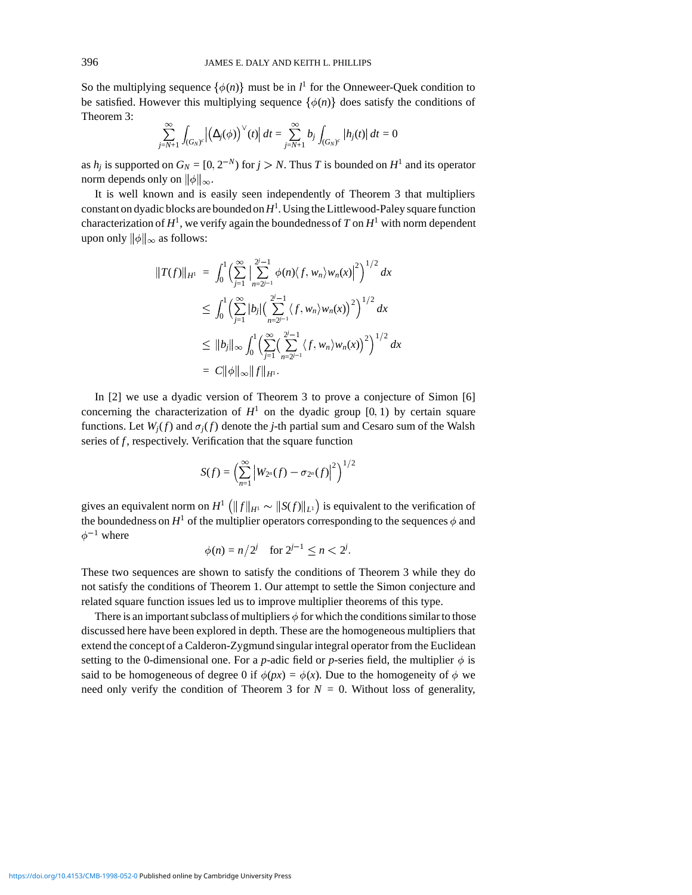So the multiplying sequence $\{\phi(n)\}$ must be in $l^1$ for the Onneweer-Quek condition to be satisfied. However this multiplying sequence $\{\phi(n)\}$ does satisfy the conditions of Theorem 3:

$$\sum_{j=N+1}^{\infty} \int_{(G_N)^c} \left| \left(\Delta_j(\phi)\right)^{\vee}(t)\right| dt = \sum_{j=N+1}^{\infty} b_j \int_{(G_N)^c} |h_j(t)|\, dt = 0$$

as $h_j$ is supported on $G_N = [0, 2^{-N})$ for $j > N$. Thus $T$ is bounded on $H^1$ and its operator norm depends only on $\|\phi\|_\infty$.

It is well known and is easily seen independently of Theorem 3 that multipliers constant on dyadic blocks are bounded on $H^1$. Using the Littlewood-Paley square function characterization of $H^1$, we verify again the boundedness of $T$ on $H^1$ with norm dependent upon only $\|\phi\|_\infty$ as follows:

$$\begin{aligned}
\|T(f)\|_{H^1} &= \int_0^1 \Big( \sum_{j=1}^{\infty} \Big| \sum_{n=2^{j-1}}^{2^j - 1} \phi(n) \langle f, w_n \rangle w_n(x) \Big|^2 \Big)^{1/2} dx \\
&\leq \int_0^1 \Big( \sum_{j=1}^{\infty} |b_j| \Big( \sum_{n=2^{j-1}}^{2^j - 1} \langle f, w_n \rangle w_n(x) \Big)^2 \Big)^{1/2} dx \\
&\leq \|b_j\|_\infty \int_0^1 \Big( \sum_{j=1}^{\infty} \Big( \sum_{n=2^{j-1}}^{2^j - 1} \langle f, w_n \rangle w_n(x) \Big)^2 \Big)^{1/2} dx \\
&= C \|\phi\|_\infty \|f\|_{H^1}.
\end{aligned}$$

In [2] we use a dyadic version of Theorem 3 to prove a conjecture of Simon [6] concerning the characterization of $H^1$ on the dyadic group $[0, 1)$ by certain square functions. Let $W_j(f)$ and $\sigma_j(f)$ denote the $j$-th partial sum and Cesaro sum of the Walsh series of $f$, respectively. Verification that the square function

$$S(f) = \Big( \sum_{n=1}^{\infty} \left| W_{2^n}(f) - \sigma_{2^n}(f) \right|^2 \Big)^{1/2}$$

gives an equivalent norm on $H^1$ $\left(\|f\|_{H^1} \sim \|S(f)\|_{L^1}\right)$ is equivalent to the verification of the boundedness on $H^1$ of the multiplier operators corresponding to the sequences $\phi$ and $\phi^{-1}$ where

$$\phi(n) = n/2^j \quad \text{for } 2^{j-1} \leq n < 2^j.$$

These two sequences are shown to satisfy the conditions of Theorem 3 while they do not satisfy the conditions of Theorem 1. Our attempt to settle the Simon conjecture and related square function issues led us to improve multiplier theorems of this type.

There is an important subclass of multipliers $\phi$ for which the conditions similar to those discussed here have been explored in depth. These are the homogeneous multipliers that extend the concept of a Calderon-Zygmund singular integral operator from the Euclidean setting to the 0-dimensional one. For a $p$-adic field or $p$-series field, the multiplier $\phi$ is said to be homogeneous of degree 0 if $\phi(px) = \phi(x)$. Due to the homogeneity of $\phi$ we need only verify the condition of Theorem 3 for $N = 0$. Without loss of generality,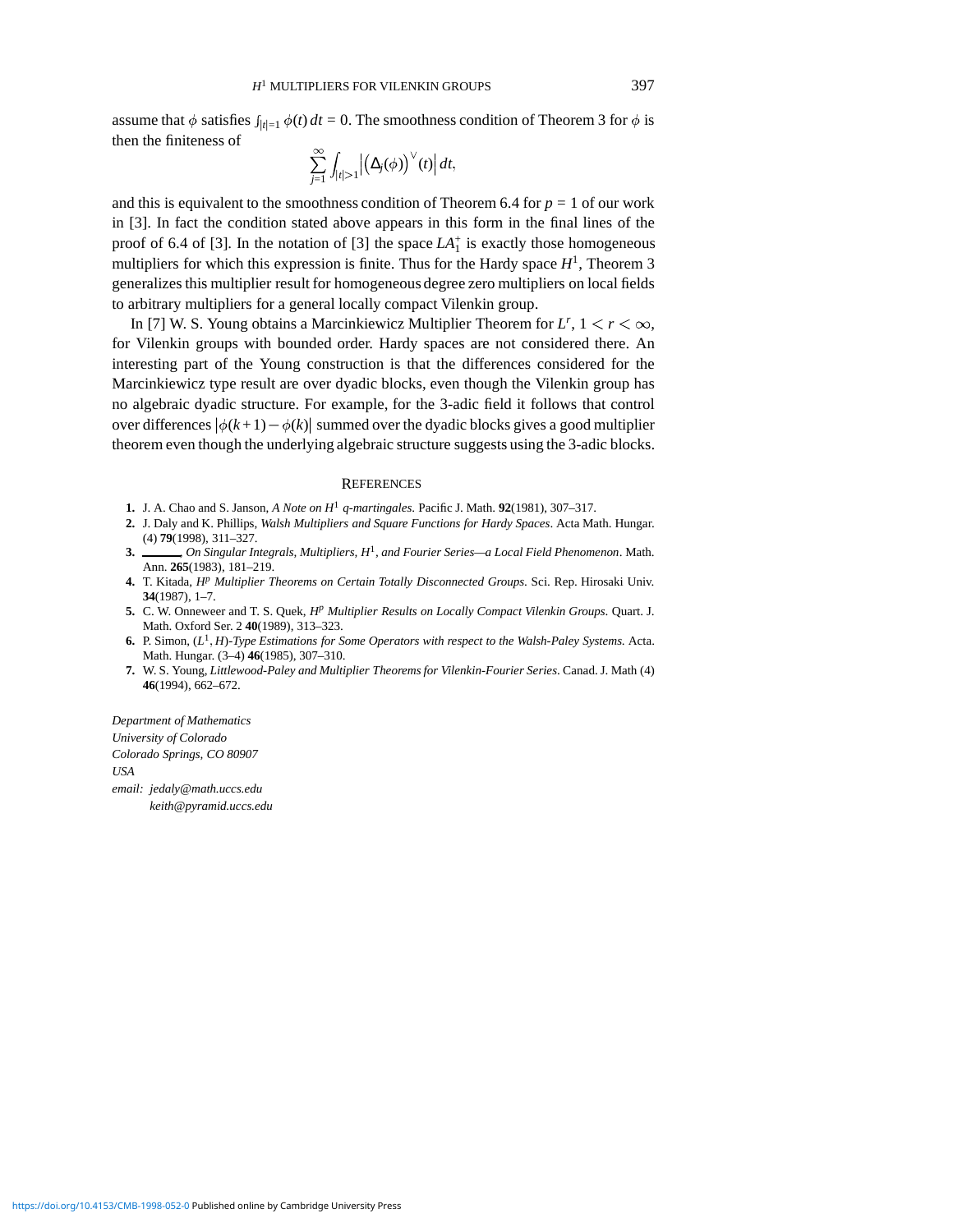assume that $\phi$ satisfies $\int_{|t|=1} \phi(t)\, dt = 0$. The smoothness condition of Theorem 3 for $\phi$ is then the finiteness of

$$\sum_{j=1}^{\infty} \int_{|t|>1} \left| \left( \Delta_j(\phi) \right)^{\vee}(t) \right| dt,$$

and this is equivalent to the smoothness condition of Theorem 6.4 for $p = 1$ of our work in [3]. In fact the condition stated above appears in this form in the final lines of the proof of 6.4 of [3]. In the notation of [3] the space $LA_1^+$ is exactly those homogeneous multipliers for which this expression is finite. Thus for the Hardy space $H^1$, Theorem 3 generalizes this multiplier result for homogeneous degree zero multipliers on local fields to arbitrary multipliers for a general locally compact Vilenkin group.

In [7] W. S. Young obtains a Marcinkiewicz Multiplier Theorem for $L^r$, $1 < r < \infty$, for Vilenkin groups with bounded order. Hardy spaces are not considered there. An interesting part of the Young construction is that the differences considered for the Marcinkiewicz type result are over dyadic blocks, even though the Vilenkin group has no algebraic dyadic structure. For example, for the 3-adic field it follows that control over differences $|\phi(k+1) - \phi(k)|$ summed over the dyadic blocks gives a good multiplier theorem even though the underlying algebraic structure suggests using the 3-adic blocks.

## References

1. J. A. Chao and S. Janson, *A Note on $H^1$ q-martingales*. Pacific J. Math. **92**(1981), 307–317.
2. J. Daly and K. Phillips, *Walsh Multipliers and Square Functions for Hardy Spaces*. Acta Math. Hungar. (4) **79**(1998), 311–327.
3. ______, *On Singular Integrals, Multipliers, $H^1$, and Fourier Series—a Local Field Phenomenon*. Math. Ann. **265**(1983), 181–219.
4. T. Kitada, *$H^p$ Multiplier Theorems on Certain Totally Disconnected Groups*. Sci. Rep. Hirosaki Univ. **34**(1987), 1–7.
5. C. W. Onneweer and T. S. Quek, *$H^p$ Multiplier Results on Locally Compact Vilenkin Groups*. Quart. J. Math. Oxford Ser. 2 **40**(1989), 313–323.
6. P. Simon, *$(L^1, H)$-Type Estimations for Some Operators with respect to the Walsh-Paley Systems*. Acta. Math. Hungar. (3–4) **46**(1985), 307–310.
7. W. S. Young, *Littlewood-Paley and Multiplier Theorems for Vilenkin-Fourier Series*. Canad. J. Math (4) **46**(1994), 662–672.

*Department of Mathematics*
*University of Colorado*
*Colorado Springs, CO 80907*
*USA*
*email: jedaly@math.uccs.edu*
*keith@pyramid.uccs.edu*